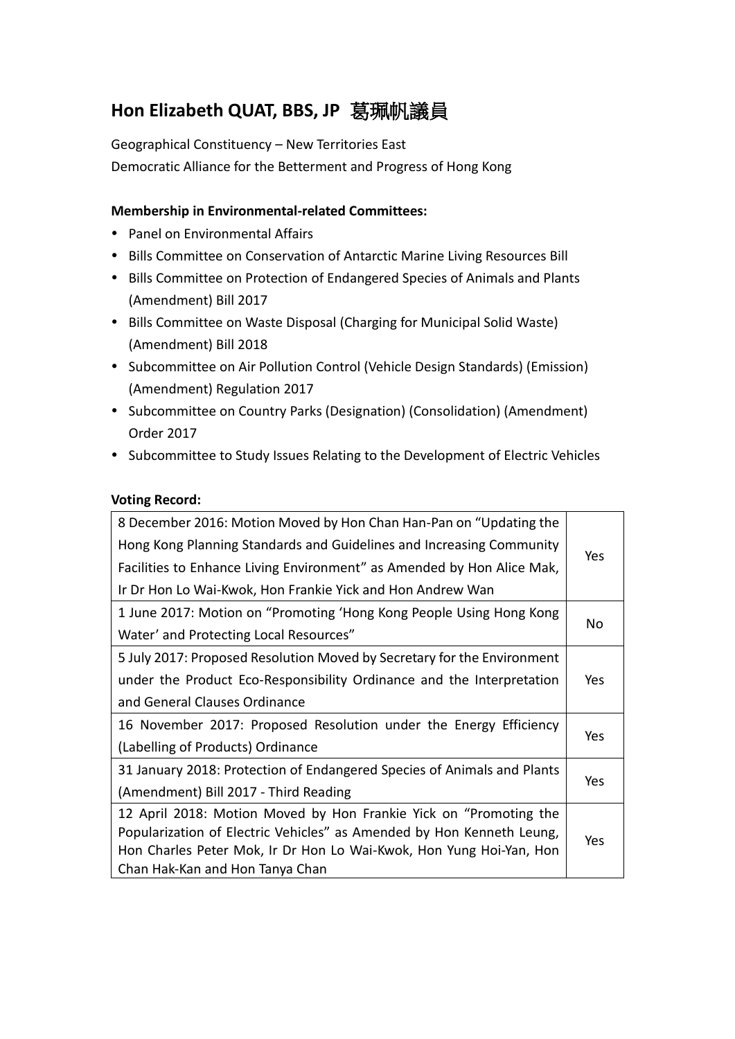# Hon Elizabeth QUAT, BBS, JP 葛珮帆議員

Geographical Constituency – New Territories East

Democratic Alliance for the Betterment and Progress of Hong Kong

**Membership in Environmental-related Committees:**

- Panel on Environmental Affairs
- Bills Committee on Conservation of Antarctic Marine Living Resources Bill
- Bills Committee on Protection of Endangered Species of Animals and Plants (Amendment) Bill 2017
- Bills Committee on Waste Disposal (Charging for Municipal Solid Waste) (Amendment) Bill 2018
- Subcommittee on Air Pollution Control (Vehicle Design Standards) (Emission) (Amendment) Regulation 2017
- Subcommittee on Country Parks (Designation) (Consolidation) (Amendment) Order 2017
- Subcommittee to Study Issues Relating to the Development of Electric Vehicles

**Voting Record:**

| | |
|---|---|
| 8 December 2016: Motion Moved by Hon Chan Han-Pan on "Updating the Hong Kong Planning Standards and Guidelines and Increasing Community Facilities to Enhance Living Environment" as Amended by Hon Alice Mak, Ir Dr Hon Lo Wai-Kwok, Hon Frankie Yick and Hon Andrew Wan | Yes |
| 1 June 2017: Motion on "Promoting 'Hong Kong People Using Hong Kong Water' and Protecting Local Resources" | No |
| 5 July 2017: Proposed Resolution Moved by Secretary for the Environment under the Product Eco-Responsibility Ordinance and the Interpretation and General Clauses Ordinance | Yes |
| 16 November 2017: Proposed Resolution under the Energy Efficiency (Labelling of Products) Ordinance | Yes |
| 31 January 2018: Protection of Endangered Species of Animals and Plants (Amendment) Bill 2017 - Third Reading | Yes |
| 12 April 2018: Motion Moved by Hon Frankie Yick on "Promoting the Popularization of Electric Vehicles" as Amended by Hon Kenneth Leung, Hon Charles Peter Mok, Ir Dr Hon Lo Wai-Kwok, Hon Yung Hoi-Yan, Hon Chan Hak-Kan and Hon Tanya Chan | Yes |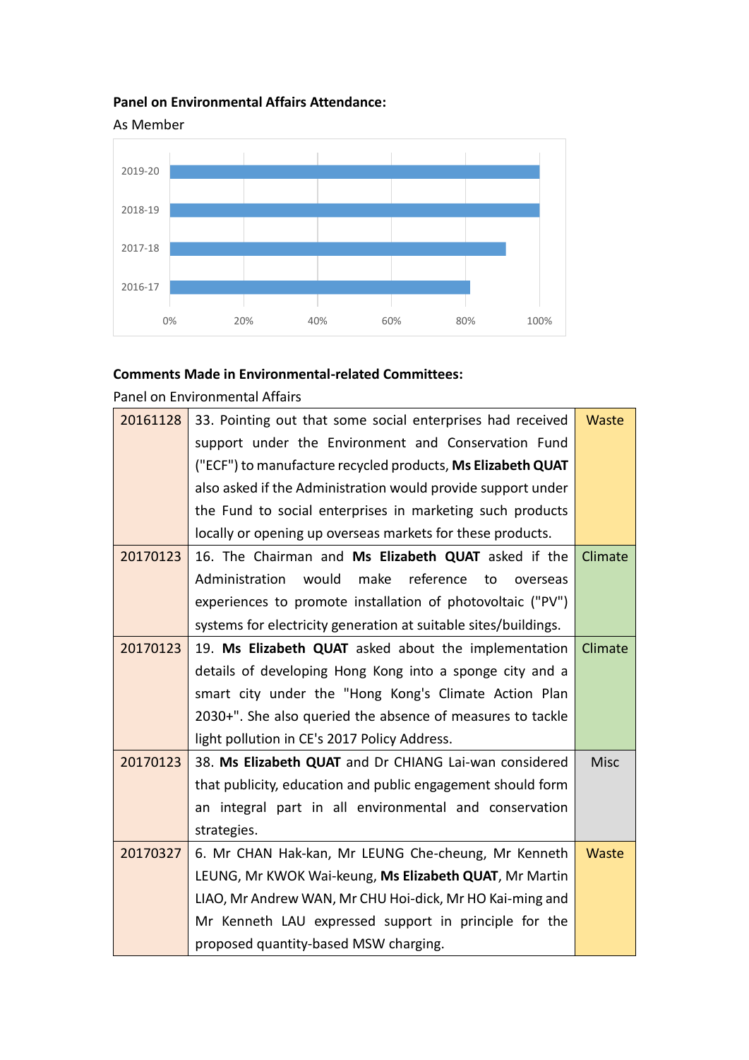**Panel on Environmental Affairs Attendance:**

As Member

| Year | Attendance |
|---|---|
| 2019-20 | 100% |
| 2018-19 | 100% |
| 2017-18 | ~91% |
| 2016-17 | ~81% |

**Comments Made in Environmental-related Committees:**

Panel on Environmental Affairs

| | | |
|---|---|---|
| 20161128 | 33. Pointing out that some social enterprises had received support under the Environment and Conservation Fund ("ECF") to manufacture recycled products, **Ms Elizabeth QUAT** also asked if the Administration would provide support under the Fund to social enterprises in marketing such products locally or opening up overseas markets for these products. | Waste |
| 20170123 | 16. The Chairman and **Ms Elizabeth QUAT** asked if the Administration would make reference to overseas experiences to promote installation of photovoltaic ("PV") systems for electricity generation at suitable sites/buildings. | Climate |
| 20170123 | 19. **Ms Elizabeth QUAT** asked about the implementation details of developing Hong Kong into a sponge city and a smart city under the "Hong Kong's Climate Action Plan 2030+". She also queried the absence of measures to tackle light pollution in CE's 2017 Policy Address. | Climate |
| 20170123 | 38. **Ms Elizabeth QUAT** and Dr CHIANG Lai-wan considered that publicity, education and public engagement should form an integral part in all environmental and conservation strategies. | Misc |
| 20170327 | 6. Mr CHAN Hak-kan, Mr LEUNG Che-cheung, Mr Kenneth LEUNG, Mr KWOK Wai-keung, **Ms Elizabeth QUAT**, Mr Martin LIAO, Mr Andrew WAN, Mr CHU Hoi-dick, Mr HO Kai-ming and Mr Kenneth LAU expressed support in principle for the proposed quantity-based MSW charging. | Waste |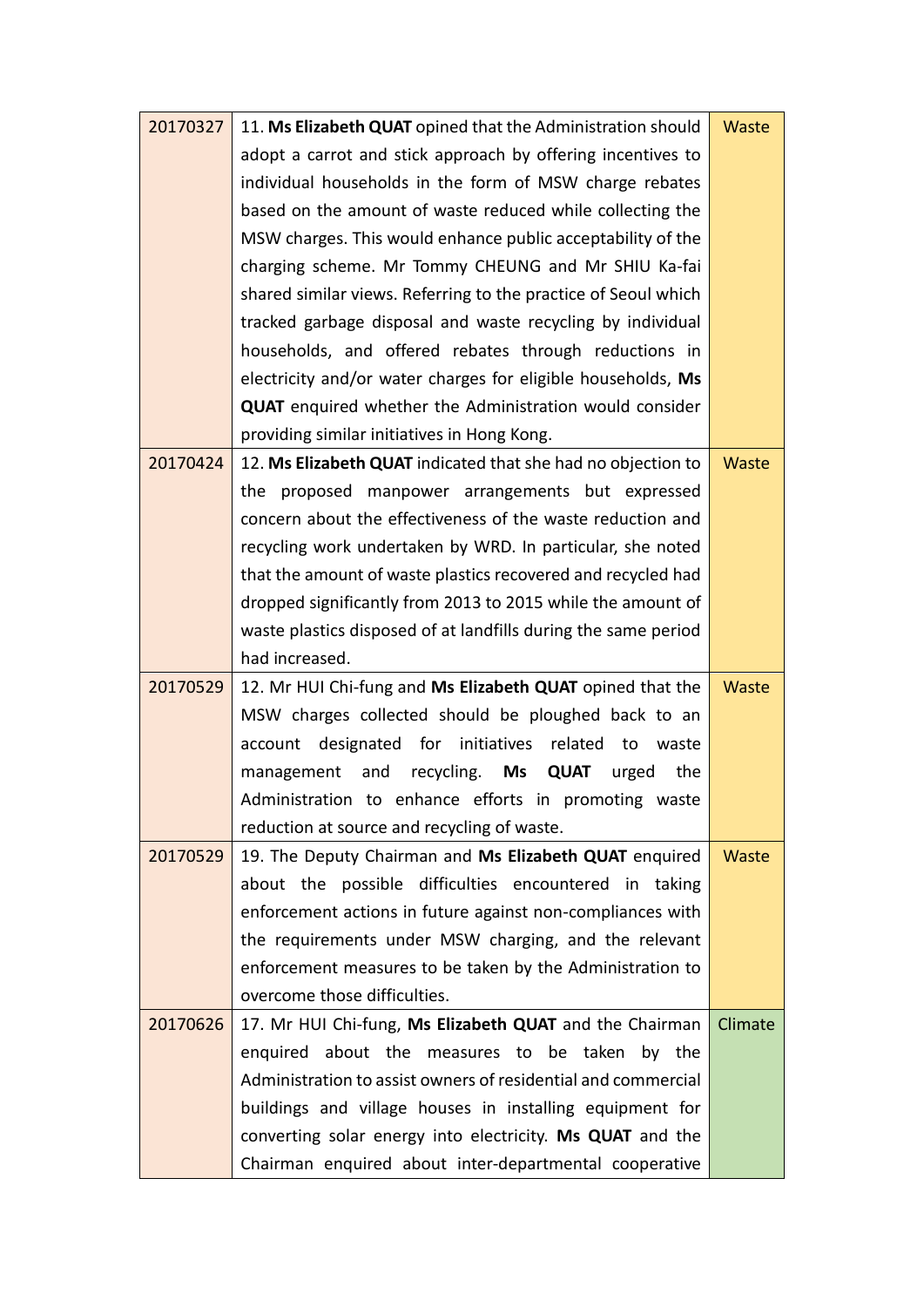| | | |
|---|---|---|
| 20170327 | 11. **Ms Elizabeth QUAT** opined that the Administration should adopt a carrot and stick approach by offering incentives to individual households in the form of MSW charge rebates based on the amount of waste reduced while collecting the MSW charges. This would enhance public acceptability of the charging scheme. Mr Tommy CHEUNG and Mr SHIU Ka-fai shared similar views. Referring to the practice of Seoul which tracked garbage disposal and waste recycling by individual households, and offered rebates through reductions in electricity and/or water charges for eligible households, **Ms QUAT** enquired whether the Administration would consider providing similar initiatives in Hong Kong. | Waste |
| 20170424 | 12. **Ms Elizabeth QUAT** indicated that she had no objection to the proposed manpower arrangements but expressed concern about the effectiveness of the waste reduction and recycling work undertaken by WRD. In particular, she noted that the amount of waste plastics recovered and recycled had dropped significantly from 2013 to 2015 while the amount of waste plastics disposed of at landfills during the same period had increased. | Waste |
| 20170529 | 12. Mr HUI Chi-fung and **Ms Elizabeth QUAT** opined that the MSW charges collected should be ploughed back to an account designated for initiatives related to waste management and recycling. **Ms QUAT** urged the Administration to enhance efforts in promoting waste reduction at source and recycling of waste. | Waste |
| 20170529 | 19. The Deputy Chairman and **Ms Elizabeth QUAT** enquired about the possible difficulties encountered in taking enforcement actions in future against non-compliances with the requirements under MSW charging, and the relevant enforcement measures to be taken by the Administration to overcome those difficulties. | Waste |
| 20170626 | 17. Mr HUI Chi-fung, **Ms Elizabeth QUAT** and the Chairman enquired about the measures to be taken by the Administration to assist owners of residential and commercial buildings and village houses in installing equipment for converting solar energy into electricity. **Ms QUAT** and the Chairman enquired about inter-departmental cooperative | Climate |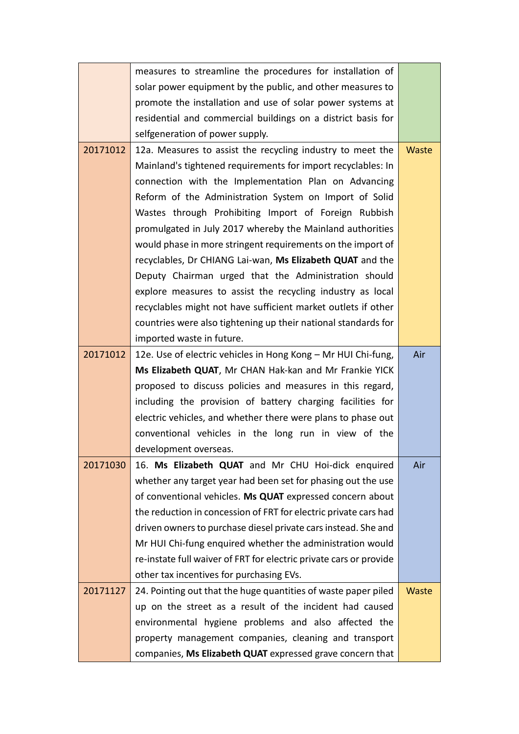| | | |
|---|---|---|
| | measures to streamline the procedures for installation of solar power equipment by the public, and other measures to promote the installation and use of solar power systems at residential and commercial buildings on a district basis for selfgeneration of power supply. | |
| 20171012 | 12a. Measures to assist the recycling industry to meet the Mainland's tightened requirements for import recyclables: In connection with the Implementation Plan on Advancing Reform of the Administration System on Import of Solid Wastes through Prohibiting Import of Foreign Rubbish promulgated in July 2017 whereby the Mainland authorities would phase in more stringent requirements on the import of recyclables, Dr CHIANG Lai-wan, **Ms Elizabeth QUAT** and the Deputy Chairman urged that the Administration should explore measures to assist the recycling industry as local recyclables might not have sufficient market outlets if other countries were also tightening up their national standards for imported waste in future. | Waste |
| 20171012 | 12e. Use of electric vehicles in Hong Kong – Mr HUI Chi-fung, **Ms Elizabeth QUAT**, Mr CHAN Hak-kan and Mr Frankie YICK proposed to discuss policies and measures in this regard, including the provision of battery charging facilities for electric vehicles, and whether there were plans to phase out conventional vehicles in the long run in view of the development overseas. | Air |
| 20171030 | 16. **Ms Elizabeth QUAT** and Mr CHU Hoi-dick enquired whether any target year had been set for phasing out the use of conventional vehicles. **Ms QUAT** expressed concern about the reduction in concession of FRT for electric private cars had driven owners to purchase diesel private cars instead. She and Mr HUI Chi-fung enquired whether the administration would re-instate full waiver of FRT for electric private cars or provide other tax incentives for purchasing EVs. | Air |
| 20171127 | 24. Pointing out that the huge quantities of waste paper piled up on the street as a result of the incident had caused environmental hygiene problems and also affected the property management companies, cleaning and transport companies, **Ms Elizabeth QUAT** expressed grave concern that | Waste |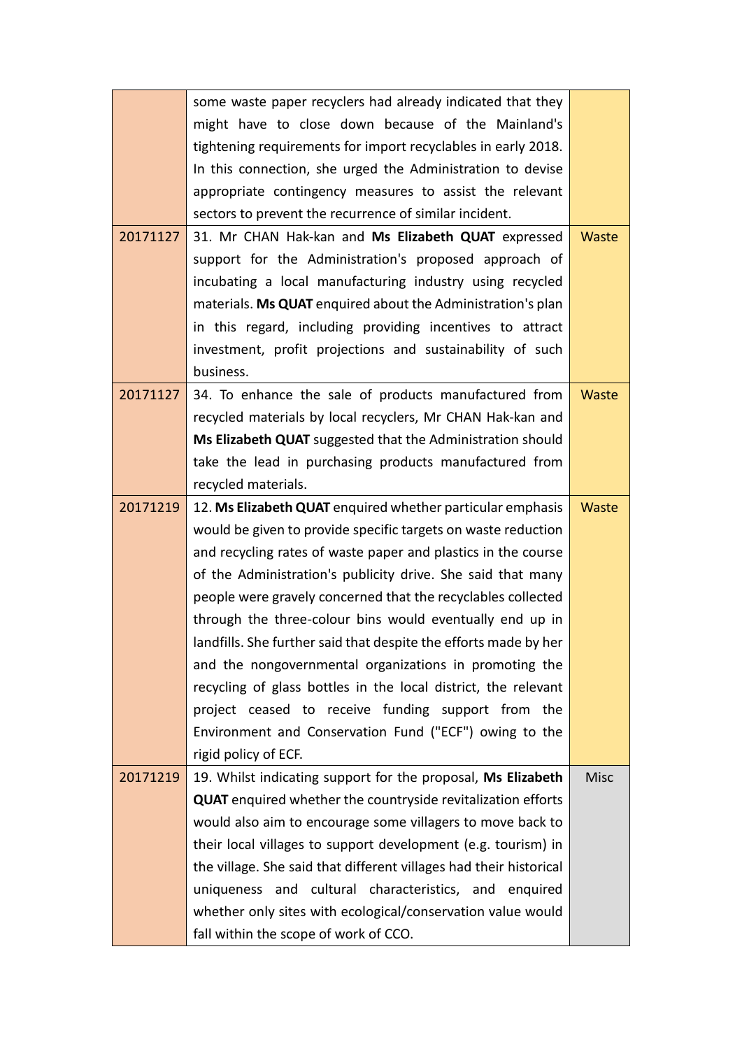| | | |
|---|---|---|
| | some waste paper recyclers had already indicated that they might have to close down because of the Mainland's tightening requirements for import recyclables in early 2018. In this connection, she urged the Administration to devise appropriate contingency measures to assist the relevant sectors to prevent the recurrence of similar incident. | |
| 20171127 | 31. Mr CHAN Hak-kan and **Ms Elizabeth QUAT** expressed support for the Administration's proposed approach of incubating a local manufacturing industry using recycled materials. **Ms QUAT** enquired about the Administration's plan in this regard, including providing incentives to attract investment, profit projections and sustainability of such business. | Waste |
| 20171127 | 34. To enhance the sale of products manufactured from recycled materials by local recyclers, Mr CHAN Hak-kan and **Ms Elizabeth QUAT** suggested that the Administration should take the lead in purchasing products manufactured from recycled materials. | Waste |
| 20171219 | 12. **Ms Elizabeth QUAT** enquired whether particular emphasis would be given to provide specific targets on waste reduction and recycling rates of waste paper and plastics in the course of the Administration's publicity drive. She said that many people were gravely concerned that the recyclables collected through the three-colour bins would eventually end up in landfills. She further said that despite the efforts made by her and the nongovernmental organizations in promoting the recycling of glass bottles in the local district, the relevant project ceased to receive funding support from the Environment and Conservation Fund ("ECF") owing to the rigid policy of ECF. | Waste |
| 20171219 | 19. Whilst indicating support for the proposal, **Ms Elizabeth QUAT** enquired whether the countryside revitalization efforts would also aim to encourage some villagers to move back to their local villages to support development (e.g. tourism) in the village. She said that different villages had their historical uniqueness and cultural characteristics, and enquired whether only sites with ecological/conservation value would fall within the scope of work of CCO. | Misc |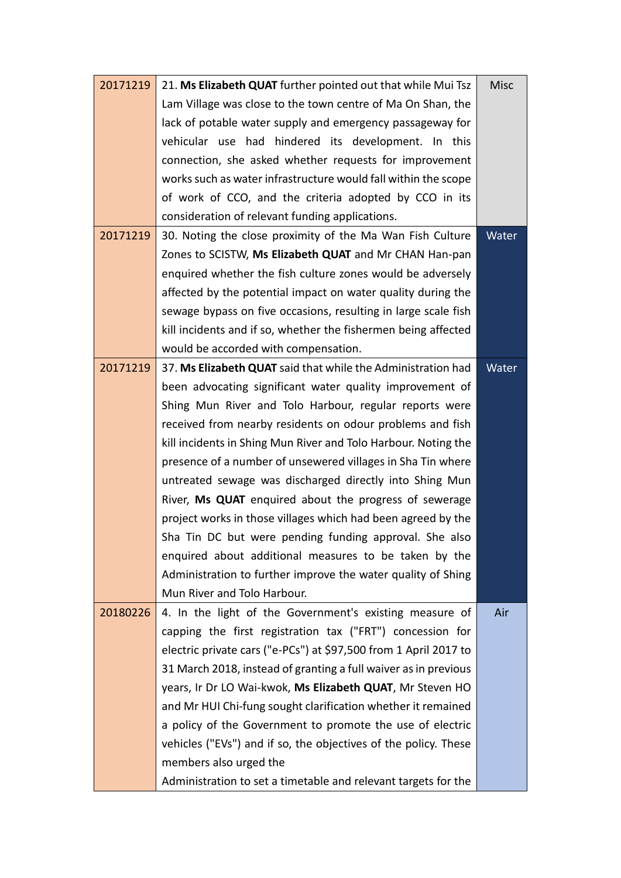| | | |
|---|---|---|
| 20171219 | 21. **Ms Elizabeth QUAT** further pointed out that while Mui Tsz Lam Village was close to the town centre of Ma On Shan, the lack of potable water supply and emergency passageway for vehicular use had hindered its development. In this connection, she asked whether requests for improvement works such as water infrastructure would fall within the scope of work of CCO, and the criteria adopted by CCO in its consideration of relevant funding applications. | Misc |
| 20171219 | 30. Noting the close proximity of the Ma Wan Fish Culture Zones to SCISTW, **Ms Elizabeth QUAT** and Mr CHAN Han-pan enquired whether the fish culture zones would be adversely affected by the potential impact on water quality during the sewage bypass on five occasions, resulting in large scale fish kill incidents and if so, whether the fishermen being affected would be accorded with compensation. | Water |
| 20171219 | 37. **Ms Elizabeth QUAT** said that while the Administration had been advocating significant water quality improvement of Shing Mun River and Tolo Harbour, regular reports were received from nearby residents on odour problems and fish kill incidents in Shing Mun River and Tolo Harbour. Noting the presence of a number of unsewered villages in Sha Tin where untreated sewage was discharged directly into Shing Mun River, **Ms QUAT** enquired about the progress of sewerage project works in those villages which had been agreed by the Sha Tin DC but were pending funding approval. She also enquired about additional measures to be taken by the Administration to further improve the water quality of Shing Mun River and Tolo Harbour. | Water |
| 20180226 | 4. In the light of the Government's existing measure of capping the first registration tax ("FRT") concession for electric private cars ("e-PCs") at $97,500 from 1 April 2017 to 31 March 2018, instead of granting a full waiver as in previous years, Ir Dr LO Wai-kwok, **Ms Elizabeth QUAT**, Mr Steven HO and Mr HUI Chi-fung sought clarification whether it remained a policy of the Government to promote the use of electric vehicles ("EVs") and if so, the objectives of the policy. These members also urged the Administration to set a timetable and relevant targets for the | Air |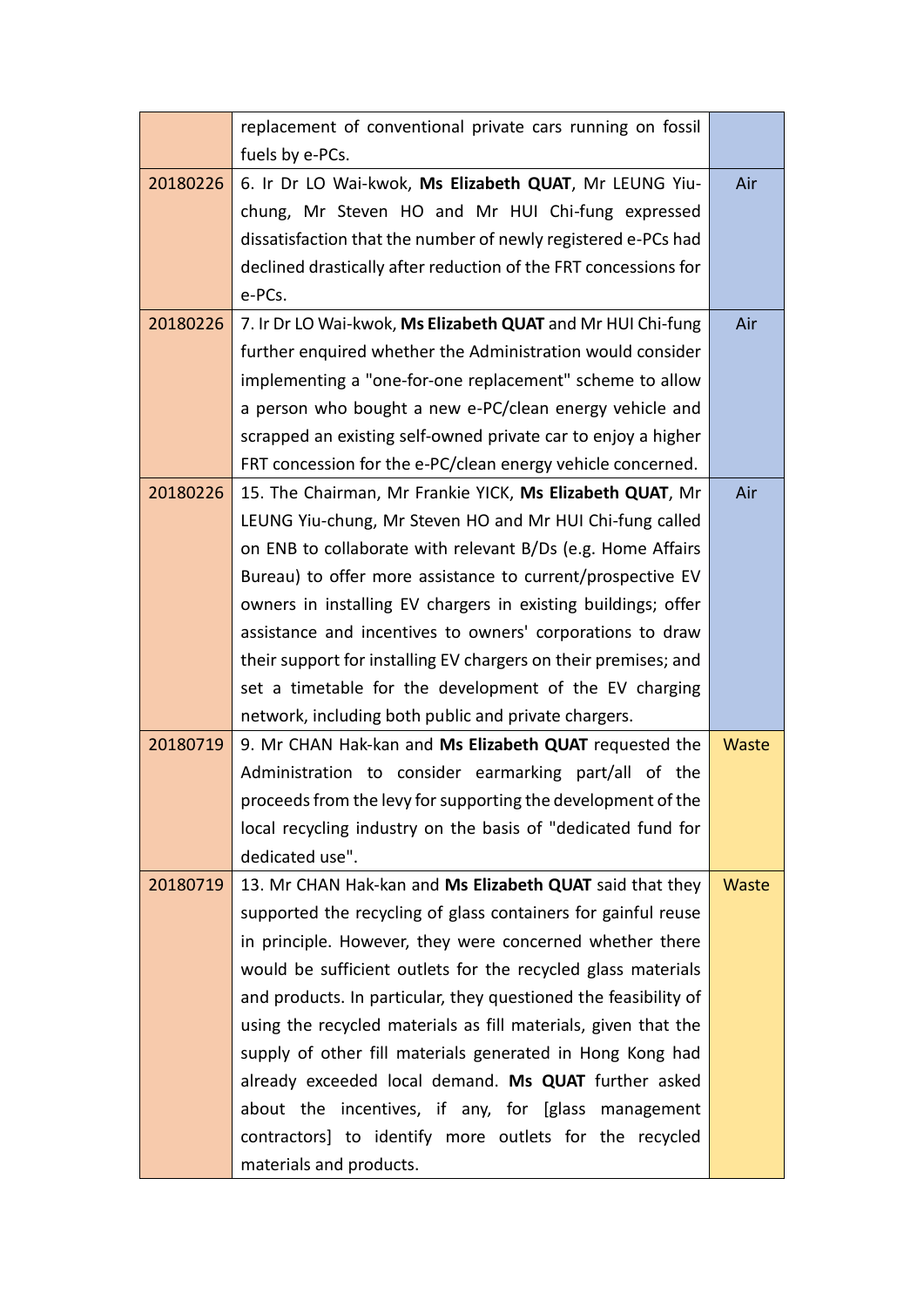| | | |
|---|---|---|
| | replacement of conventional private cars running on fossil fuels by e-PCs. | |
| 20180226 | 6. Ir Dr LO Wai-kwok, **Ms Elizabeth QUAT**, Mr LEUNG Yiu-chung, Mr Steven HO and Mr HUI Chi-fung expressed dissatisfaction that the number of newly registered e-PCs had declined drastically after reduction of the FRT concessions for e-PCs. | Air |
| 20180226 | 7. Ir Dr LO Wai-kwok, **Ms Elizabeth QUAT** and Mr HUI Chi-fung further enquired whether the Administration would consider implementing a "one-for-one replacement" scheme to allow a person who bought a new e-PC/clean energy vehicle and scrapped an existing self-owned private car to enjoy a higher FRT concession for the e-PC/clean energy vehicle concerned. | Air |
| 20180226 | 15. The Chairman, Mr Frankie YICK, **Ms Elizabeth QUAT**, Mr LEUNG Yiu-chung, Mr Steven HO and Mr HUI Chi-fung called on ENB to collaborate with relevant B/Ds (e.g. Home Affairs Bureau) to offer more assistance to current/prospective EV owners in installing EV chargers in existing buildings; offer assistance and incentives to owners' corporations to draw their support for installing EV chargers on their premises; and set a timetable for the development of the EV charging network, including both public and private chargers. | Air |
| 20180719 | 9. Mr CHAN Hak-kan and **Ms Elizabeth QUAT** requested the Administration to consider earmarking part/all of the proceeds from the levy for supporting the development of the local recycling industry on the basis of "dedicated fund for dedicated use". | Waste |
| 20180719 | 13. Mr CHAN Hak-kan and **Ms Elizabeth QUAT** said that they supported the recycling of glass containers for gainful reuse in principle. However, they were concerned whether there would be sufficient outlets for the recycled glass materials and products. In particular, they questioned the feasibility of using the recycled materials as fill materials, given that the supply of other fill materials generated in Hong Kong had already exceeded local demand. **Ms QUAT** further asked about the incentives, if any, for [glass management contractors] to identify more outlets for the recycled materials and products. | Waste |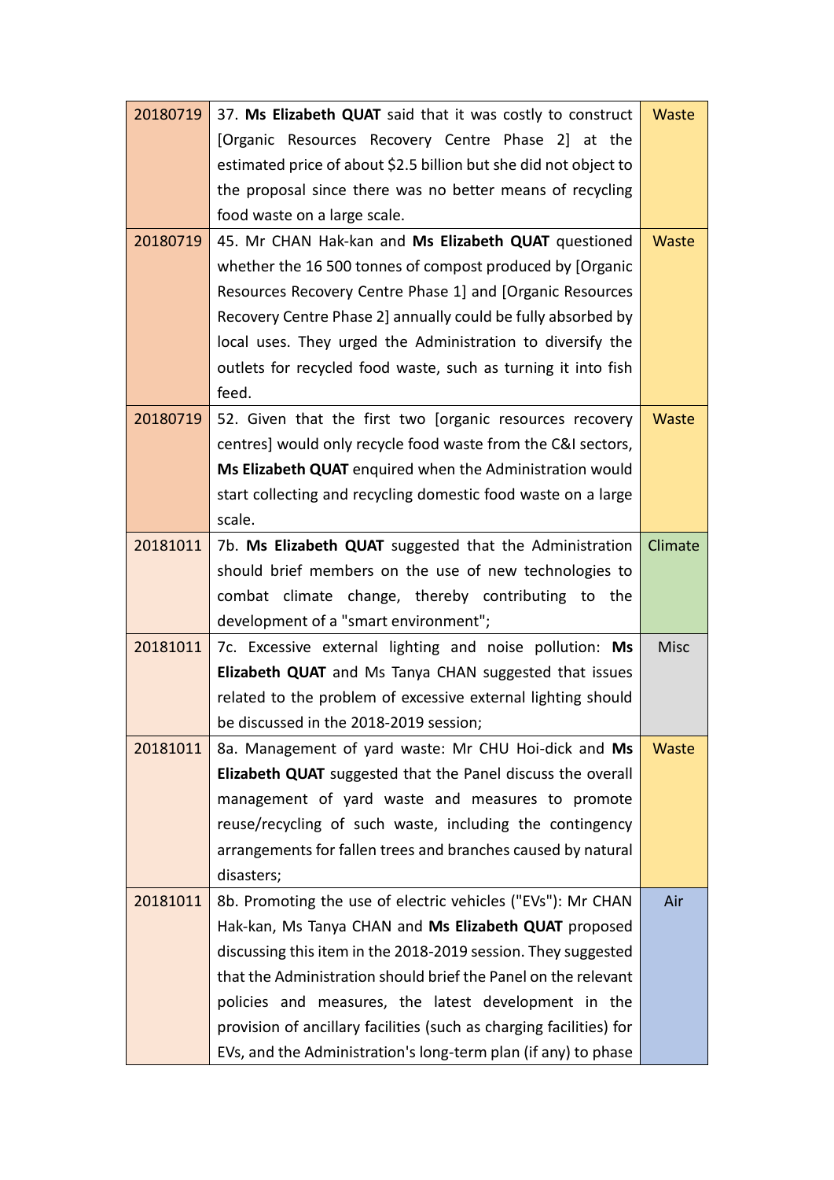| | | |
|---|---|---|
| 20180719 | 37. **Ms Elizabeth QUAT** said that it was costly to construct [Organic Resources Recovery Centre Phase 2] at the estimated price of about $2.5 billion but she did not object to the proposal since there was no better means of recycling food waste on a large scale. | Waste |
| 20180719 | 45. Mr CHAN Hak-kan and **Ms Elizabeth QUAT** questioned whether the 16 500 tonnes of compost produced by [Organic Resources Recovery Centre Phase 1] and [Organic Resources Recovery Centre Phase 2] annually could be fully absorbed by local uses. They urged the Administration to diversify the outlets for recycled food waste, such as turning it into fish feed. | Waste |
| 20180719 | 52. Given that the first two [organic resources recovery centres] would only recycle food waste from the C&I sectors, **Ms Elizabeth QUAT** enquired when the Administration would start collecting and recycling domestic food waste on a large scale. | Waste |
| 20181011 | 7b. **Ms Elizabeth QUAT** suggested that the Administration should brief members on the use of new technologies to combat climate change, thereby contributing to the development of a "smart environment"; | Climate |
| 20181011 | 7c. Excessive external lighting and noise pollution: **Ms Elizabeth QUAT** and Ms Tanya CHAN suggested that issues related to the problem of excessive external lighting should be discussed in the 2018-2019 session; | Misc |
| 20181011 | 8a. Management of yard waste: Mr CHU Hoi-dick and **Ms Elizabeth QUAT** suggested that the Panel discuss the overall management of yard waste and measures to promote reuse/recycling of such waste, including the contingency arrangements for fallen trees and branches caused by natural disasters; | Waste |
| 20181011 | 8b. Promoting the use of electric vehicles ("EVs"): Mr CHAN Hak-kan, Ms Tanya CHAN and **Ms Elizabeth QUAT** proposed discussing this item in the 2018-2019 session. They suggested that the Administration should brief the Panel on the relevant policies and measures, the latest development in the provision of ancillary facilities (such as charging facilities) for EVs, and the Administration's long-term plan (if any) to phase | Air |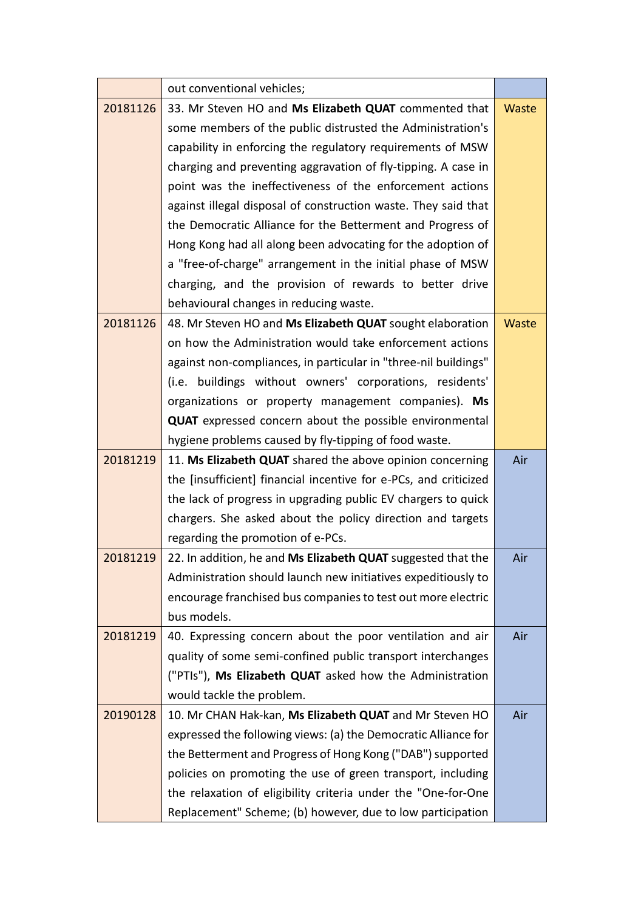| | | |
|---|---|---|
| | out conventional vehicles; | |
| 20181126 | 33. Mr Steven HO and **Ms Elizabeth QUAT** commented that some members of the public distrusted the Administration's capability in enforcing the regulatory requirements of MSW charging and preventing aggravation of fly-tipping. A case in point was the ineffectiveness of the enforcement actions against illegal disposal of construction waste. They said that the Democratic Alliance for the Betterment and Progress of Hong Kong had all along been advocating for the adoption of a "free-of-charge" arrangement in the initial phase of MSW charging, and the provision of rewards to better drive behavioural changes in reducing waste. | Waste |
| 20181126 | 48. Mr Steven HO and **Ms Elizabeth QUAT** sought elaboration on how the Administration would take enforcement actions against non-compliances, in particular in "three-nil buildings" (i.e. buildings without owners' corporations, residents' organizations or property management companies). **Ms QUAT** expressed concern about the possible environmental hygiene problems caused by fly-tipping of food waste. | Waste |
| 20181219 | 11. **Ms Elizabeth QUAT** shared the above opinion concerning the [insufficient] financial incentive for e-PCs, and criticized the lack of progress in upgrading public EV chargers to quick chargers. She asked about the policy direction and targets regarding the promotion of e-PCs. | Air |
| 20181219 | 22. In addition, he and **Ms Elizabeth QUAT** suggested that the Administration should launch new initiatives expeditiously to encourage franchised bus companies to test out more electric bus models. | Air |
| 20181219 | 40. Expressing concern about the poor ventilation and air quality of some semi-confined public transport interchanges ("PTIs"), **Ms Elizabeth QUAT** asked how the Administration would tackle the problem. | Air |
| 20190128 | 10. Mr CHAN Hak-kan, **Ms Elizabeth QUAT** and Mr Steven HO expressed the following views: (a) the Democratic Alliance for the Betterment and Progress of Hong Kong ("DAB") supported policies on promoting the use of green transport, including the relaxation of eligibility criteria under the "One-for-One Replacement" Scheme; (b) however, due to low participation | Air |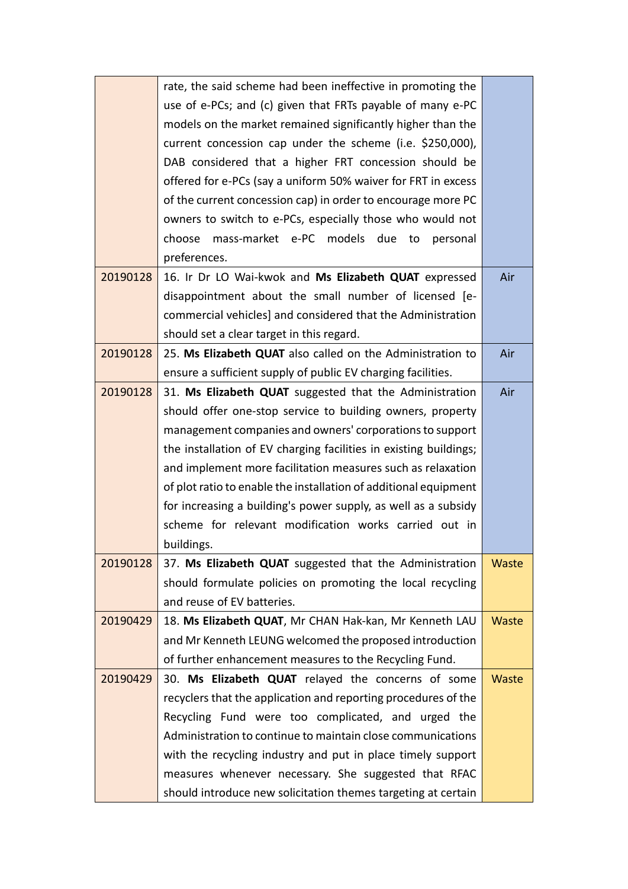| | | |
|---|---|---|
| | rate, the said scheme had been ineffective in promoting the use of e-PCs; and (c) given that FRTs payable of many e-PC models on the market remained significantly higher than the current concession cap under the scheme (i.e. $250,000), DAB considered that a higher FRT concession should be offered for e-PCs (say a uniform 50% waiver for FRT in excess of the current concession cap) in order to encourage more PC owners to switch to e-PCs, especially those who would not choose mass-market e-PC models due to personal preferences. | |
| 20190128 | 16. Ir Dr LO Wai-kwok and **Ms Elizabeth QUAT** expressed disappointment about the small number of licensed [e-commercial vehicles] and considered that the Administration should set a clear target in this regard. | Air |
| 20190128 | 25. **Ms Elizabeth QUAT** also called on the Administration to ensure a sufficient supply of public EV charging facilities. | Air |
| 20190128 | 31. **Ms Elizabeth QUAT** suggested that the Administration should offer one-stop service to building owners, property management companies and owners' corporations to support the installation of EV charging facilities in existing buildings; and implement more facilitation measures such as relaxation of plot ratio to enable the installation of additional equipment for increasing a building's power supply, as well as a subsidy scheme for relevant modification works carried out in buildings. | Air |
| 20190128 | 37. **Ms Elizabeth QUAT** suggested that the Administration should formulate policies on promoting the local recycling and reuse of EV batteries. | Waste |
| 20190429 | 18. **Ms Elizabeth QUAT**, Mr CHAN Hak-kan, Mr Kenneth LAU and Mr Kenneth LEUNG welcomed the proposed introduction of further enhancement measures to the Recycling Fund. | Waste |
| 20190429 | 30. **Ms Elizabeth QUAT** relayed the concerns of some recyclers that the application and reporting procedures of the Recycling Fund were too complicated, and urged the Administration to continue to maintain close communications with the recycling industry and put in place timely support measures whenever necessary. She suggested that RFAC should introduce new solicitation themes targeting at certain | Waste |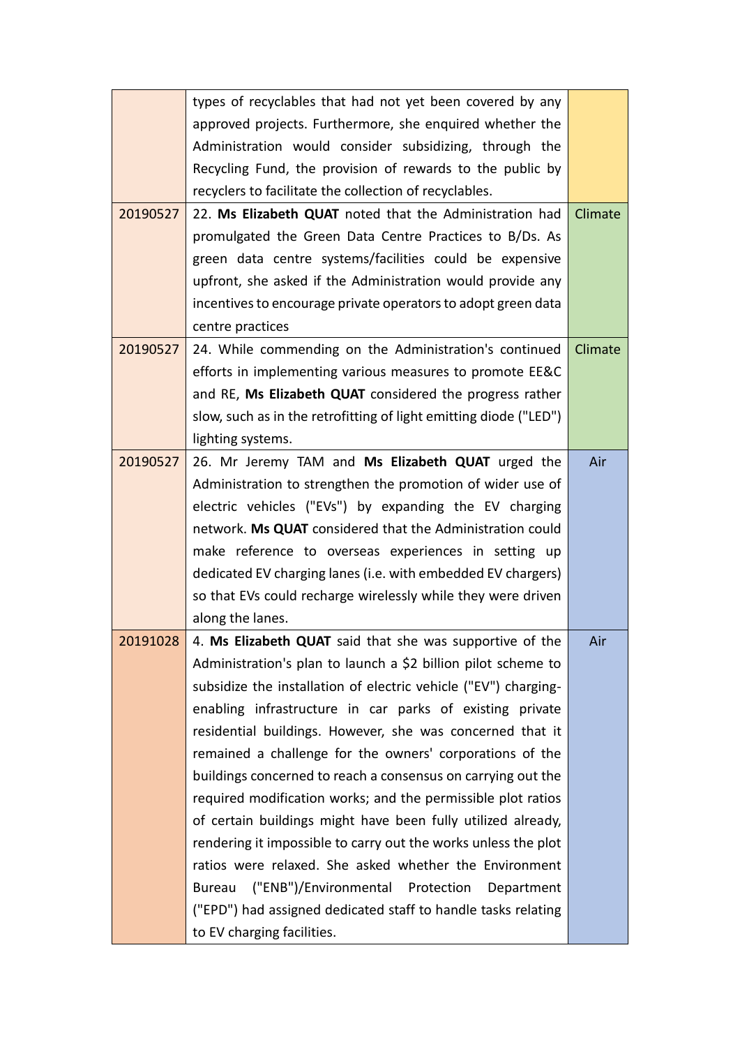| | | |
|---|---|---|
| | types of recyclables that had not yet been covered by any approved projects. Furthermore, she enquired whether the Administration would consider subsidizing, through the Recycling Fund, the provision of rewards to the public by recyclers to facilitate the collection of recyclables. | |
| 20190527 | 22. **Ms Elizabeth QUAT** noted that the Administration had promulgated the Green Data Centre Practices to B/Ds. As green data centre systems/facilities could be expensive upfront, she asked if the Administration would provide any incentives to encourage private operators to adopt green data centre practices | Climate |
| 20190527 | 24. While commending on the Administration's continued efforts in implementing various measures to promote EE&C and RE, **Ms Elizabeth QUAT** considered the progress rather slow, such as in the retrofitting of light emitting diode ("LED") lighting systems. | Climate |
| 20190527 | 26. Mr Jeremy TAM and **Ms Elizabeth QUAT** urged the Administration to strengthen the promotion of wider use of electric vehicles ("EVs") by expanding the EV charging network. **Ms QUAT** considered that the Administration could make reference to overseas experiences in setting up dedicated EV charging lanes (i.e. with embedded EV chargers) so that EVs could recharge wirelessly while they were driven along the lanes. | Air |
| 20191028 | 4. **Ms Elizabeth QUAT** said that she was supportive of the Administration's plan to launch a $2 billion pilot scheme to subsidize the installation of electric vehicle ("EV") charging-enabling infrastructure in car parks of existing private residential buildings. However, she was concerned that it remained a challenge for the owners' corporations of the buildings concerned to reach a consensus on carrying out the required modification works; and the permissible plot ratios of certain buildings might have been fully utilized already, rendering it impossible to carry out the works unless the plot ratios were relaxed. She asked whether the Environment Bureau ("ENB")/Environmental Protection Department ("EPD") had assigned dedicated staff to handle tasks relating to EV charging facilities. | Air |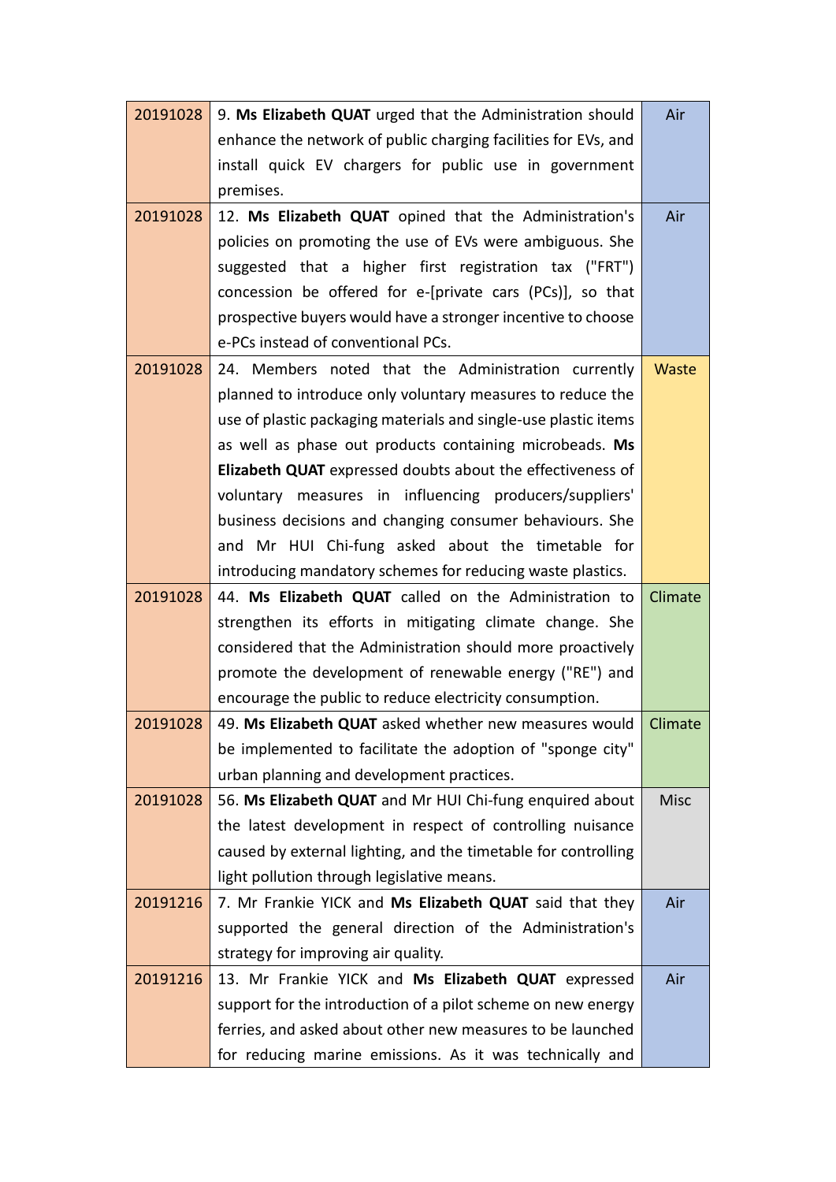| | | |
|---|---|---|
| 20191028 | 9. **Ms Elizabeth QUAT** urged that the Administration should enhance the network of public charging facilities for EVs, and install quick EV chargers for public use in government premises. | Air |
| 20191028 | 12. **Ms Elizabeth QUAT** opined that the Administration's policies on promoting the use of EVs were ambiguous. She suggested that a higher first registration tax ("FRT") concession be offered for e-[private cars (PCs)], so that prospective buyers would have a stronger incentive to choose e-PCs instead of conventional PCs. | Air |
| 20191028 | 24. Members noted that the Administration currently planned to introduce only voluntary measures to reduce the use of plastic packaging materials and single-use plastic items as well as phase out products containing microbeads. **Ms Elizabeth QUAT** expressed doubts about the effectiveness of voluntary measures in influencing producers/suppliers' business decisions and changing consumer behaviours. She and Mr HUI Chi-fung asked about the timetable for introducing mandatory schemes for reducing waste plastics. | Waste |
| 20191028 | 44. **Ms Elizabeth QUAT** called on the Administration to strengthen its efforts in mitigating climate change. She considered that the Administration should more proactively promote the development of renewable energy ("RE") and encourage the public to reduce electricity consumption. | Climate |
| 20191028 | 49. **Ms Elizabeth QUAT** asked whether new measures would be implemented to facilitate the adoption of "sponge city" urban planning and development practices. | Climate |
| 20191028 | 56. **Ms Elizabeth QUAT** and Mr HUI Chi-fung enquired about the latest development in respect of controlling nuisance caused by external lighting, and the timetable for controlling light pollution through legislative means. | Misc |
| 20191216 | 7. Mr Frankie YICK and **Ms Elizabeth QUAT** said that they supported the general direction of the Administration's strategy for improving air quality. | Air |
| 20191216 | 13. Mr Frankie YICK and **Ms Elizabeth QUAT** expressed support for the introduction of a pilot scheme on new energy ferries, and asked about other new measures to be launched for reducing marine emissions. As it was technically and | Air |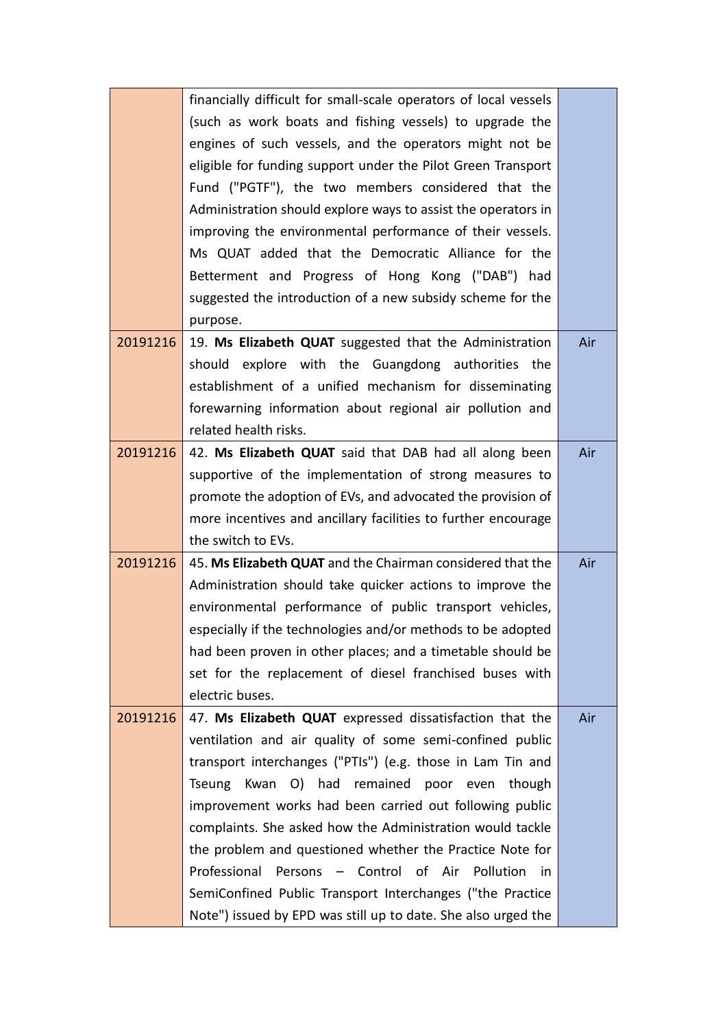| | | |
|---|---|---|
| | financially difficult for small-scale operators of local vessels (such as work boats and fishing vessels) to upgrade the engines of such vessels, and the operators might not be eligible for funding support under the Pilot Green Transport Fund ("PGTF"), the two members considered that the Administration should explore ways to assist the operators in improving the environmental performance of their vessels. Ms QUAT added that the Democratic Alliance for the Betterment and Progress of Hong Kong ("DAB") had suggested the introduction of a new subsidy scheme for the purpose. | |
| 20191216 | 19. **Ms Elizabeth QUAT** suggested that the Administration should explore with the Guangdong authorities the establishment of a unified mechanism for disseminating forewarning information about regional air pollution and related health risks. | Air |
| 20191216 | 42. **Ms Elizabeth QUAT** said that DAB had all along been supportive of the implementation of strong measures to promote the adoption of EVs, and advocated the provision of more incentives and ancillary facilities to further encourage the switch to EVs. | Air |
| 20191216 | 45. **Ms Elizabeth QUAT** and the Chairman considered that the Administration should take quicker actions to improve the environmental performance of public transport vehicles, especially if the technologies and/or methods to be adopted had been proven in other places; and a timetable should be set for the replacement of diesel franchised buses with electric buses. | Air |
| 20191216 | 47. **Ms Elizabeth QUAT** expressed dissatisfaction that the ventilation and air quality of some semi-confined public transport interchanges ("PTIs") (e.g. those in Lam Tin and Tseung Kwan O) had remained poor even though improvement works had been carried out following public complaints. She asked how the Administration would tackle the problem and questioned whether the Practice Note for Professional Persons – Control of Air Pollution in SemiConfined Public Transport Interchanges ("the Practice Note") issued by EPD was still up to date. She also urged the | Air |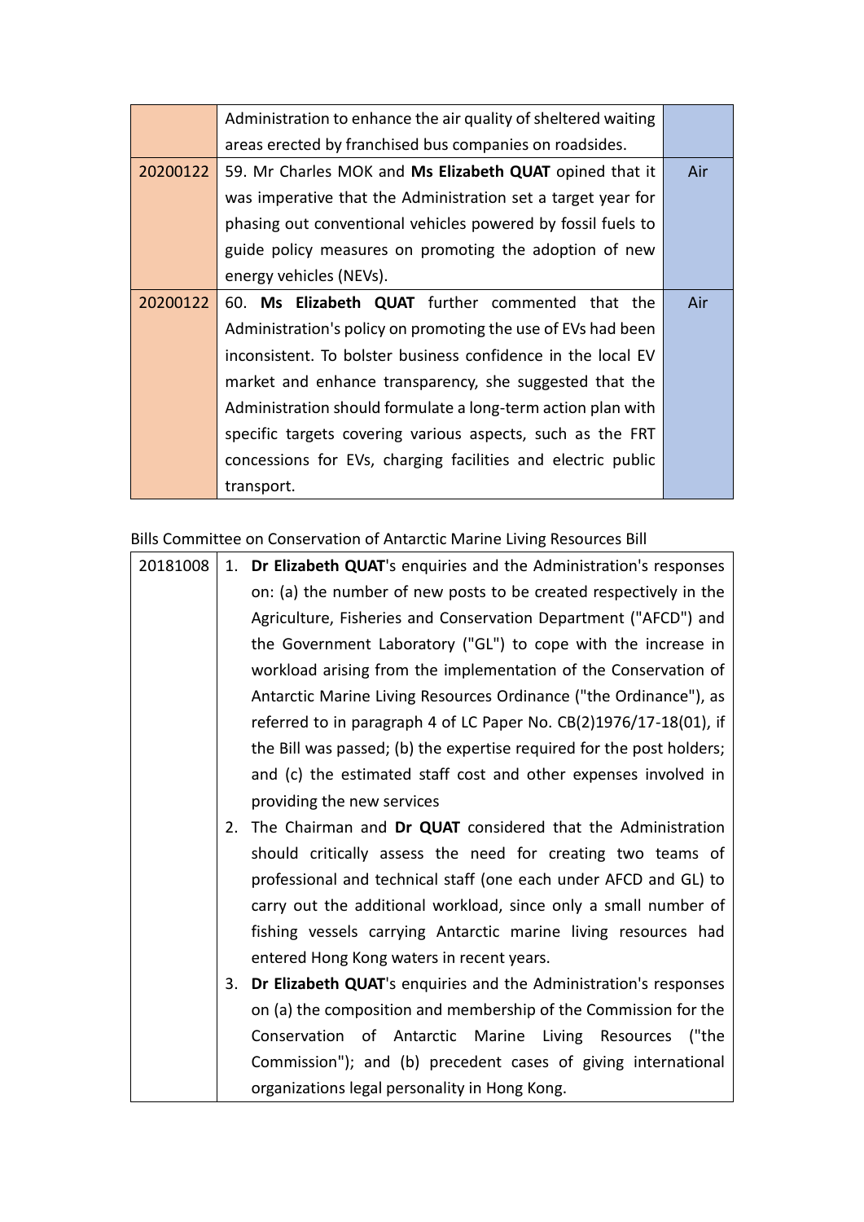| | | |
|---|---|---|
| | Administration to enhance the air quality of sheltered waiting areas erected by franchised bus companies on roadsides. | |
| 20200122 | 59. Mr Charles MOK and **Ms Elizabeth QUAT** opined that it was imperative that the Administration set a target year for phasing out conventional vehicles powered by fossil fuels to guide policy measures on promoting the adoption of new energy vehicles (NEVs). | Air |
| 20200122 | 60. **Ms Elizabeth QUAT** further commented that the Administration's policy on promoting the use of EVs had been inconsistent. To bolster business confidence in the local EV market and enhance transparency, she suggested that the Administration should formulate a long-term action plan with specific targets covering various aspects, such as the FRT concessions for EVs, charging facilities and electric public transport. | Air |

Bills Committee on Conservation of Antarctic Marine Living Resources Bill

| | |
|---|---|
| 20181008 | 1. **Dr Elizabeth QUAT**'s enquiries and the Administration's responses on: (a) the number of new posts to be created respectively in the Agriculture, Fisheries and Conservation Department ("AFCD") and the Government Laboratory ("GL") to cope with the increase in workload arising from the implementation of the Conservation of Antarctic Marine Living Resources Ordinance ("the Ordinance"), as referred to in paragraph 4 of LC Paper No. CB(2)1976/17-18(01), if the Bill was passed; (b) the expertise required for the post holders; and (c) the estimated staff cost and other expenses involved in providing the new services<br>2. The Chairman and **Dr QUAT** considered that the Administration should critically assess the need for creating two teams of professional and technical staff (one each under AFCD and GL) to carry out the additional workload, since only a small number of fishing vessels carrying Antarctic marine living resources had entered Hong Kong waters in recent years.<br>3. **Dr Elizabeth QUAT**'s enquiries and the Administration's responses on (a) the composition and membership of the Commission for the Conservation of Antarctic Marine Living Resources ("the Commission"); and (b) precedent cases of giving international organizations legal personality in Hong Kong. |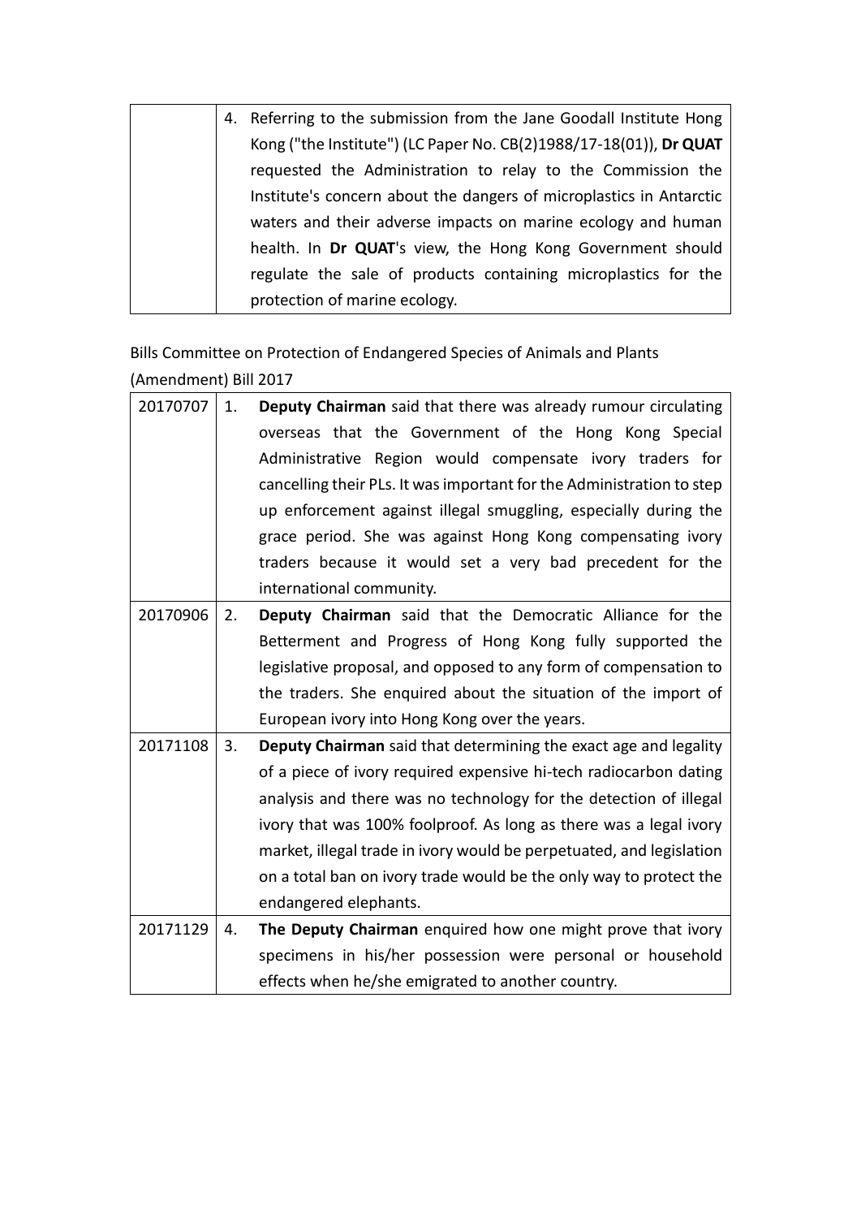| | 4. Referring to the submission from the Jane Goodall Institute Hong Kong ("the Institute") (LC Paper No. CB(2)1988/17-18(01)), **Dr QUAT** requested the Administration to relay to the Commission the Institute's concern about the dangers of microplastics in Antarctic waters and their adverse impacts on marine ecology and human health. In **Dr QUAT**'s view, the Hong Kong Government should regulate the sale of products containing microplastics for the protection of marine ecology. |
|---|---|

Bills Committee on Protection of Endangered Species of Animals and Plants (Amendment) Bill 2017

| | | |
|---|---|---|
| 20170707 | 1. | **Deputy Chairman** said that there was already rumour circulating overseas that the Government of the Hong Kong Special Administrative Region would compensate ivory traders for cancelling their PLs. It was important for the Administration to step up enforcement against illegal smuggling, especially during the grace period. She was against Hong Kong compensating ivory traders because it would set a very bad precedent for the international community. |
| 20170906 | 2. | **Deputy Chairman** said that the Democratic Alliance for the Betterment and Progress of Hong Kong fully supported the legislative proposal, and opposed to any form of compensation to the traders. She enquired about the situation of the import of European ivory into Hong Kong over the years. |
| 20171108 | 3. | **Deputy Chairman** said that determining the exact age and legality of a piece of ivory required expensive hi-tech radiocarbon dating analysis and there was no technology for the detection of illegal ivory that was 100% foolproof. As long as there was a legal ivory market, illegal trade in ivory would be perpetuated, and legislation on a total ban on ivory trade would be the only way to protect the endangered elephants. |
| 20171129 | 4. | **The Deputy Chairman** enquired how one might prove that ivory specimens in his/her possession were personal or household effects when he/she emigrated to another country. |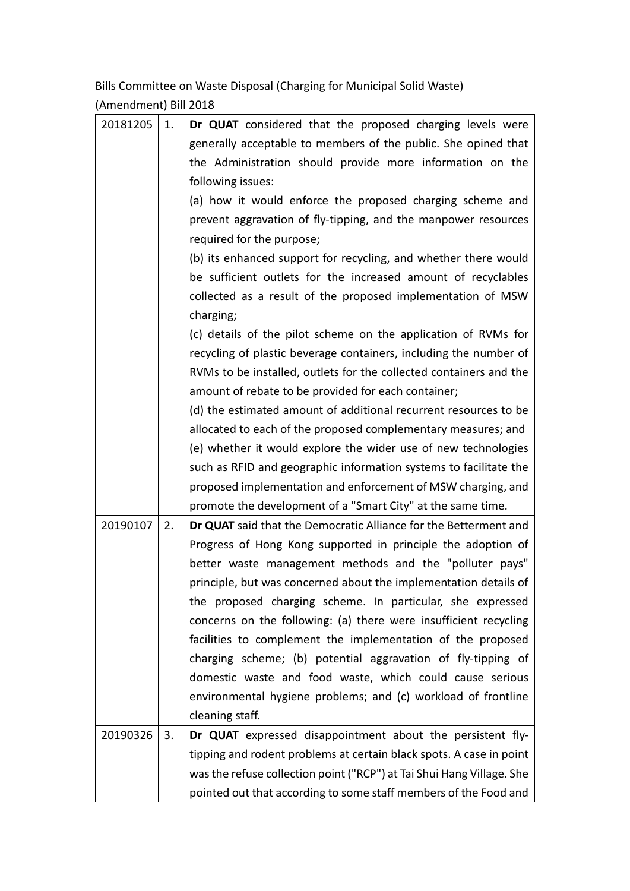Bills Committee on Waste Disposal (Charging for Municipal Solid Waste) (Amendment) Bill 2018

| | | |
|---|---|---|
| 20181205 | 1. | **Dr QUAT** considered that the proposed charging levels were generally acceptable to members of the public. She opined that the Administration should provide more information on the following issues:<br>(a) how it would enforce the proposed charging scheme and prevent aggravation of fly-tipping, and the manpower resources required for the purpose;<br>(b) its enhanced support for recycling, and whether there would be sufficient outlets for the increased amount of recyclables collected as a result of the proposed implementation of MSW charging;<br>(c) details of the pilot scheme on the application of RVMs for recycling of plastic beverage containers, including the number of RVMs to be installed, outlets for the collected containers and the amount of rebate to be provided for each container;<br>(d) the estimated amount of additional recurrent resources to be allocated to each of the proposed complementary measures; and<br>(e) whether it would explore the wider use of new technologies such as RFID and geographic information systems to facilitate the proposed implementation and enforcement of MSW charging, and promote the development of a "Smart City" at the same time. |
| 20190107 | 2. | **Dr QUAT** said that the Democratic Alliance for the Betterment and Progress of Hong Kong supported in principle the adoption of better waste management methods and the "polluter pays" principle, but was concerned about the implementation details of the proposed charging scheme. In particular, she expressed concerns on the following: (a) there were insufficient recycling facilities to complement the implementation of the proposed charging scheme; (b) potential aggravation of fly-tipping of domestic waste and food waste, which could cause serious environmental hygiene problems; and (c) workload of frontline cleaning staff. |
| 20190326 | 3. | **Dr QUAT** expressed disappointment about the persistent fly-tipping and rodent problems at certain black spots. A case in point was the refuse collection point ("RCP") at Tai Shui Hang Village. She pointed out that according to some staff members of the Food and |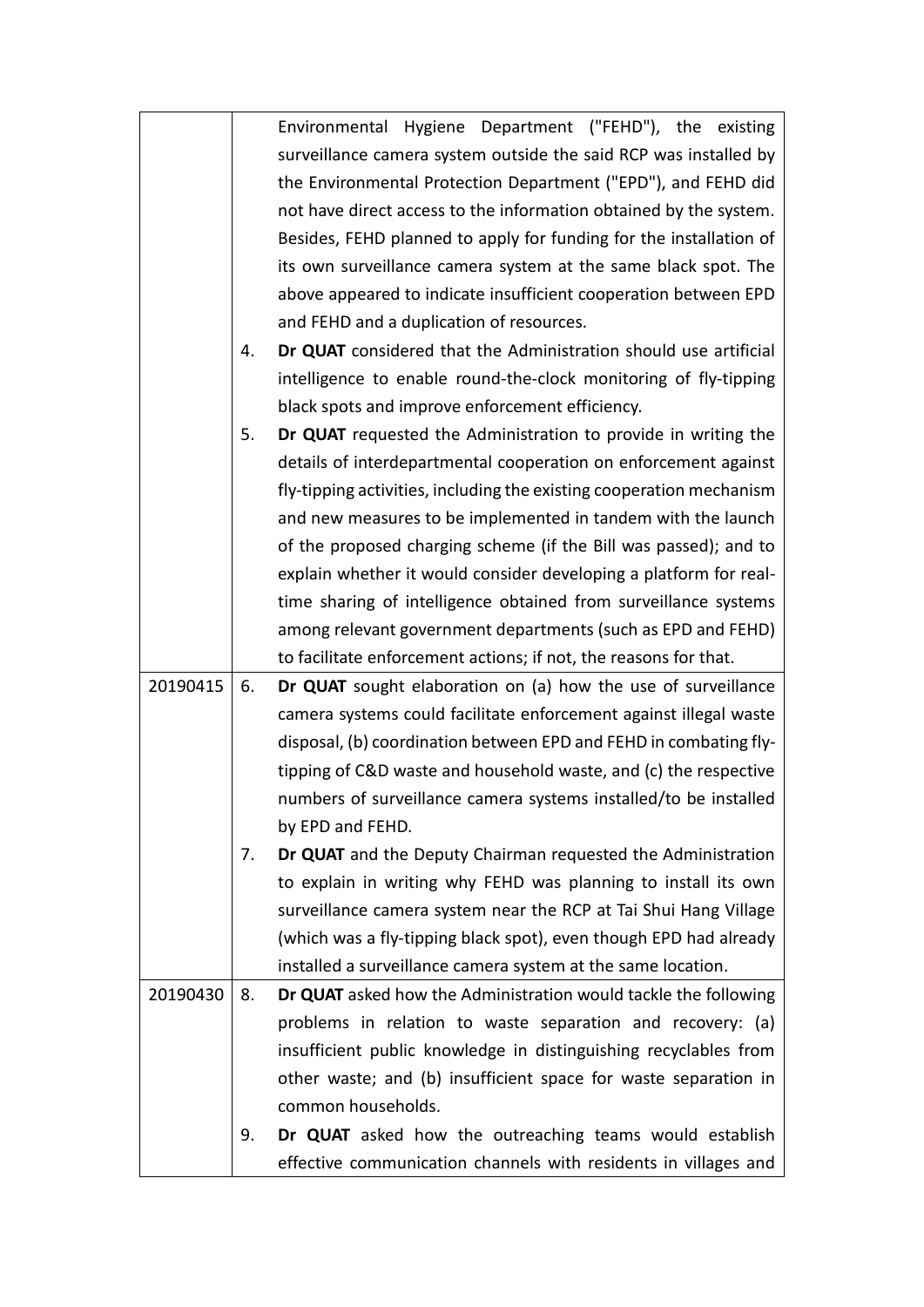|  |  |  |
|---|---|---|
|  |  | Environmental Hygiene Department ("FEHD"), the existing surveillance camera system outside the said RCP was installed by the Environmental Protection Department ("EPD"), and FEHD did not have direct access to the information obtained by the system. Besides, FEHD planned to apply for funding for the installation of its own surveillance camera system at the same black spot. The above appeared to indicate insufficient cooperation between EPD and FEHD and a duplication of resources. |
|  | 4. | **Dr QUAT** considered that the Administration should use artificial intelligence to enable round-the-clock monitoring of fly-tipping black spots and improve enforcement efficiency. |
|  | 5. | **Dr QUAT** requested the Administration to provide in writing the details of interdepartmental cooperation on enforcement against fly-tipping activities, including the existing cooperation mechanism and new measures to be implemented in tandem with the launch of the proposed charging scheme (if the Bill was passed); and to explain whether it would consider developing a platform for real-time sharing of intelligence obtained from surveillance systems among relevant government departments (such as EPD and FEHD) to facilitate enforcement actions; if not, the reasons for that. |
| 20190415 | 6. | **Dr QUAT** sought elaboration on (a) how the use of surveillance camera systems could facilitate enforcement against illegal waste disposal, (b) coordination between EPD and FEHD in combating fly-tipping of C&D waste and household waste, and (c) the respective numbers of surveillance camera systems installed/to be installed by EPD and FEHD. |
|  | 7. | **Dr QUAT** and the Deputy Chairman requested the Administration to explain in writing why FEHD was planning to install its own surveillance camera system near the RCP at Tai Shui Hang Village (which was a fly-tipping black spot), even though EPD had already installed a surveillance camera system at the same location. |
| 20190430 | 8. | **Dr QUAT** asked how the Administration would tackle the following problems in relation to waste separation and recovery: (a) insufficient public knowledge in distinguishing recyclables from other waste; and (b) insufficient space for waste separation in common households. |
|  | 9. | **Dr QUAT** asked how the outreaching teams would establish effective communication channels with residents in villages and |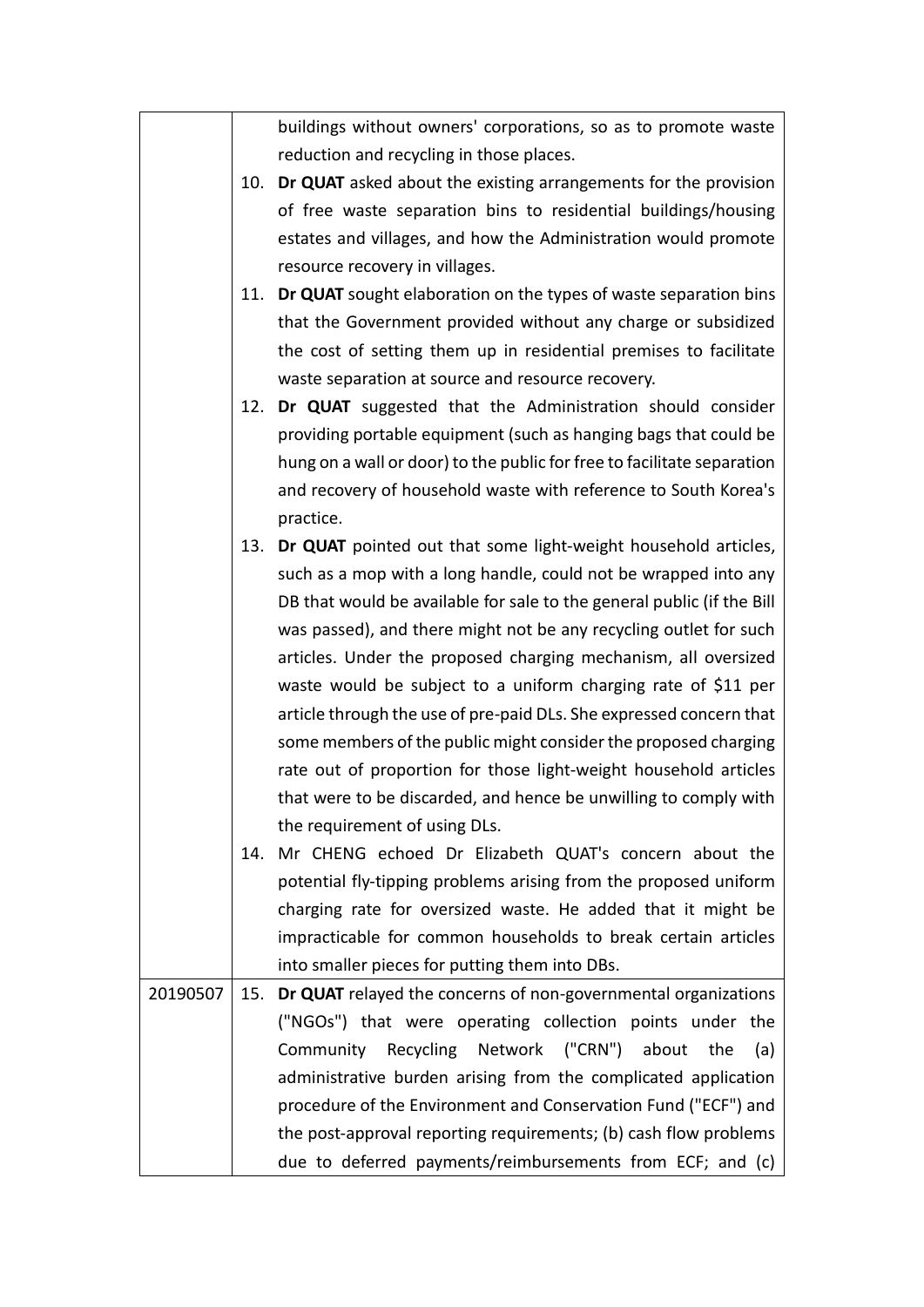| | |
|---|---|
| | buildings without owners' corporations, so as to promote waste reduction and recycling in those places.<br>10. **Dr QUAT** asked about the existing arrangements for the provision of free waste separation bins to residential buildings/housing estates and villages, and how the Administration would promote resource recovery in villages.<br>11. **Dr QUAT** sought elaboration on the types of waste separation bins that the Government provided without any charge or subsidized the cost of setting them up in residential premises to facilitate waste separation at source and resource recovery.<br>12. **Dr QUAT** suggested that the Administration should consider providing portable equipment (such as hanging bags that could be hung on a wall or door) to the public for free to facilitate separation and recovery of household waste with reference to South Korea's practice.<br>13. **Dr QUAT** pointed out that some light-weight household articles, such as a mop with a long handle, could not be wrapped into any DB that would be available for sale to the general public (if the Bill was passed), and there might not be any recycling outlet for such articles. Under the proposed charging mechanism, all oversized waste would be subject to a uniform charging rate of $11 per article through the use of pre-paid DLs. She expressed concern that some members of the public might consider the proposed charging rate out of proportion for those light-weight household articles that were to be discarded, and hence be unwilling to comply with the requirement of using DLs.<br>14. Mr CHENG echoed Dr Elizabeth QUAT's concern about the potential fly-tipping problems arising from the proposed uniform charging rate for oversized waste. He added that it might be impracticable for common households to break certain articles into smaller pieces for putting them into DBs. |
| 20190507 | 15. **Dr QUAT** relayed the concerns of non-governmental organizations ("NGOs") that were operating collection points under the Community Recycling Network ("CRN") about the (a) administrative burden arising from the complicated application procedure of the Environment and Conservation Fund ("ECF") and the post-approval reporting requirements; (b) cash flow problems due to deferred payments/reimbursements from ECF; and (c) |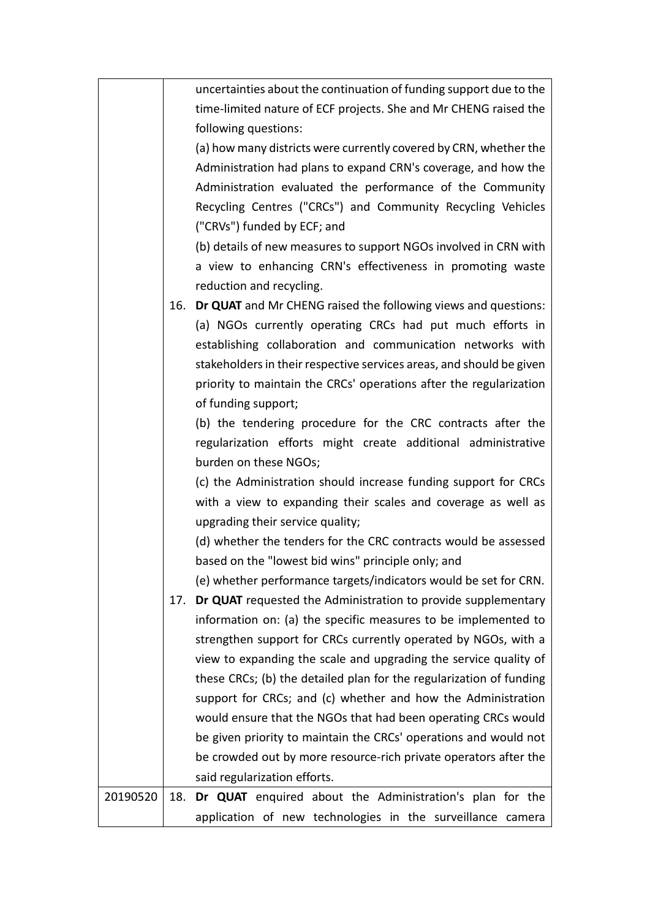| | |
|---|---|
| | uncertainties about the continuation of funding support due to the time-limited nature of ECF projects. She and Mr CHENG raised the following questions:<br>(a) how many districts were currently covered by CRN, whether the Administration had plans to expand CRN's coverage, and how the Administration evaluated the performance of the Community Recycling Centres ("CRCs") and Community Recycling Vehicles ("CRVs") funded by ECF; and<br>(b) details of new measures to support NGOs involved in CRN with a view to enhancing CRN's effectiveness in promoting waste reduction and recycling. |
| | 16. **Dr QUAT** and Mr CHENG raised the following views and questions:<br>(a) NGOs currently operating CRCs had put much efforts in establishing collaboration and communication networks with stakeholders in their respective services areas, and should be given priority to maintain the CRCs' operations after the regularization of funding support;<br>(b) the tendering procedure for the CRC contracts after the regularization efforts might create additional administrative burden on these NGOs;<br>(c) the Administration should increase funding support for CRCs with a view to expanding their scales and coverage as well as upgrading their service quality;<br>(d) whether the tenders for the CRC contracts would be assessed based on the "lowest bid wins" principle only; and<br>(e) whether performance targets/indicators would be set for CRN. |
| | 17. **Dr QUAT** requested the Administration to provide supplementary information on: (a) the specific measures to be implemented to strengthen support for CRCs currently operated by NGOs, with a view to expanding the scale and upgrading the service quality of these CRCs; (b) the detailed plan for the regularization of funding support for CRCs; and (c) whether and how the Administration would ensure that the NGOs that had been operating CRCs would be given priority to maintain the CRCs' operations and would not be crowded out by more resource-rich private operators after the said regularization efforts. |
| 20190520 | 18. **Dr QUAT** enquired about the Administration's plan for the application of new technologies in the surveillance camera |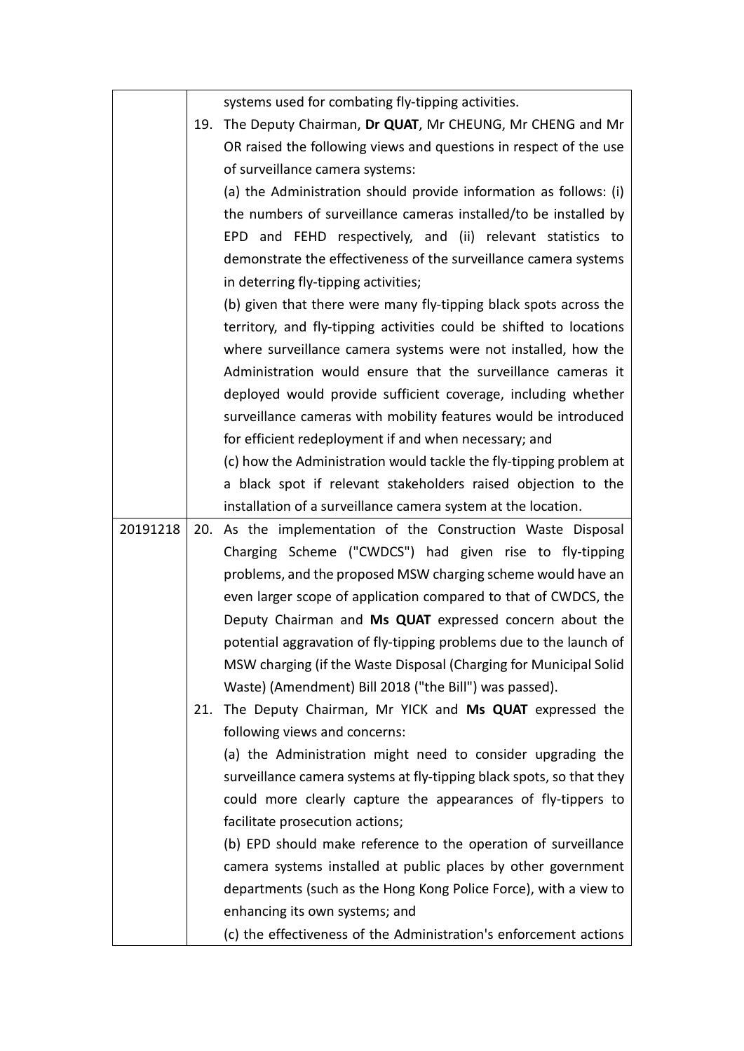| | |
|---|---|
| | systems used for combating fly-tipping activities.<br>19. The Deputy Chairman, **Dr QUAT**, Mr CHEUNG, Mr CHENG and Mr OR raised the following views and questions in respect of the use of surveillance camera systems:<br>(a) the Administration should provide information as follows: (i) the numbers of surveillance cameras installed/to be installed by EPD and FEHD respectively, and (ii) relevant statistics to demonstrate the effectiveness of the surveillance camera systems in deterring fly-tipping activities;<br>(b) given that there were many fly-tipping black spots across the territory, and fly-tipping activities could be shifted to locations where surveillance camera systems were not installed, how the Administration would ensure that the surveillance cameras it deployed would provide sufficient coverage, including whether surveillance cameras with mobility features would be introduced for efficient redeployment if and when necessary; and<br>(c) how the Administration would tackle the fly-tipping problem at a black spot if relevant stakeholders raised objection to the installation of a surveillance camera system at the location. |
| 20191218 | 20. As the implementation of the Construction Waste Disposal Charging Scheme ("CWDCS") had given rise to fly-tipping problems, and the proposed MSW charging scheme would have an even larger scope of application compared to that of CWDCS, the Deputy Chairman and **Ms QUAT** expressed concern about the potential aggravation of fly-tipping problems due to the launch of MSW charging (if the Waste Disposal (Charging for Municipal Solid Waste) (Amendment) Bill 2018 ("the Bill") was passed).<br>21. The Deputy Chairman, Mr YICK and **Ms QUAT** expressed the following views and concerns:<br>(a) the Administration might need to consider upgrading the surveillance camera systems at fly-tipping black spots, so that they could more clearly capture the appearances of fly-tippers to facilitate prosecution actions;<br>(b) EPD should make reference to the operation of surveillance camera systems installed at public places by other government departments (such as the Hong Kong Police Force), with a view to enhancing its own systems; and<br>(c) the effectiveness of the Administration's enforcement actions |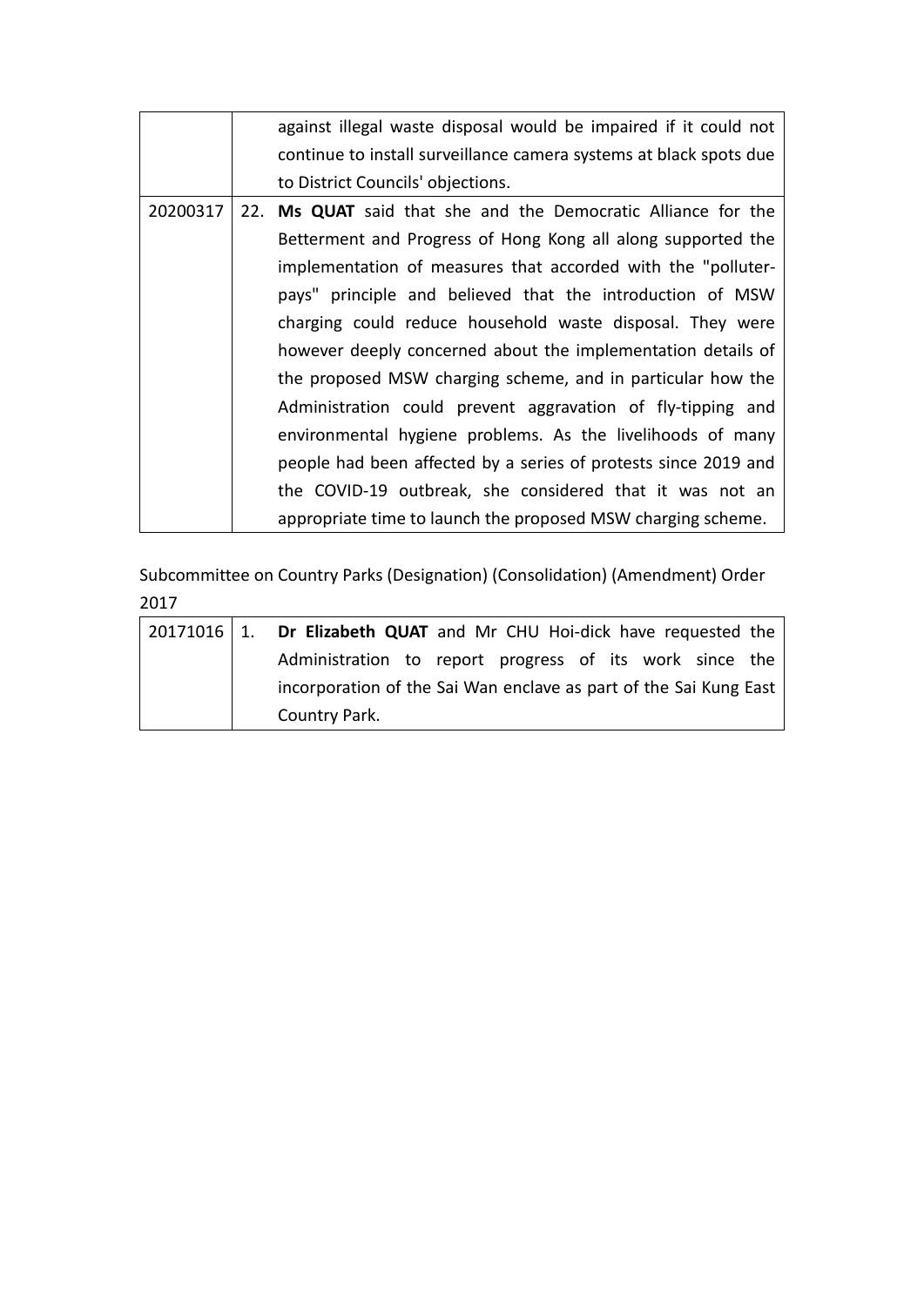| | |
|---|---|
| | against illegal waste disposal would be impaired if it could not continue to install surveillance camera systems at black spots due to District Councils' objections. |
| 20200317 | 22. **Ms QUAT** said that she and the Democratic Alliance for the Betterment and Progress of Hong Kong all along supported the implementation of measures that accorded with the "polluter-pays" principle and believed that the introduction of MSW charging could reduce household waste disposal. They were however deeply concerned about the implementation details of the proposed MSW charging scheme, and in particular how the Administration could prevent aggravation of fly-tipping and environmental hygiene problems. As the livelihoods of many people had been affected by a series of protests since 2019 and the COVID-19 outbreak, she considered that it was not an appropriate time to launch the proposed MSW charging scheme. |

Subcommittee on Country Parks (Designation) (Consolidation) (Amendment) Order 2017

| | |
|---|---|
| 20171016 | 1. **Dr Elizabeth QUAT** and Mr CHU Hoi-dick have requested the Administration to report progress of its work since the incorporation of the Sai Wan enclave as part of the Sai Kung East Country Park. |